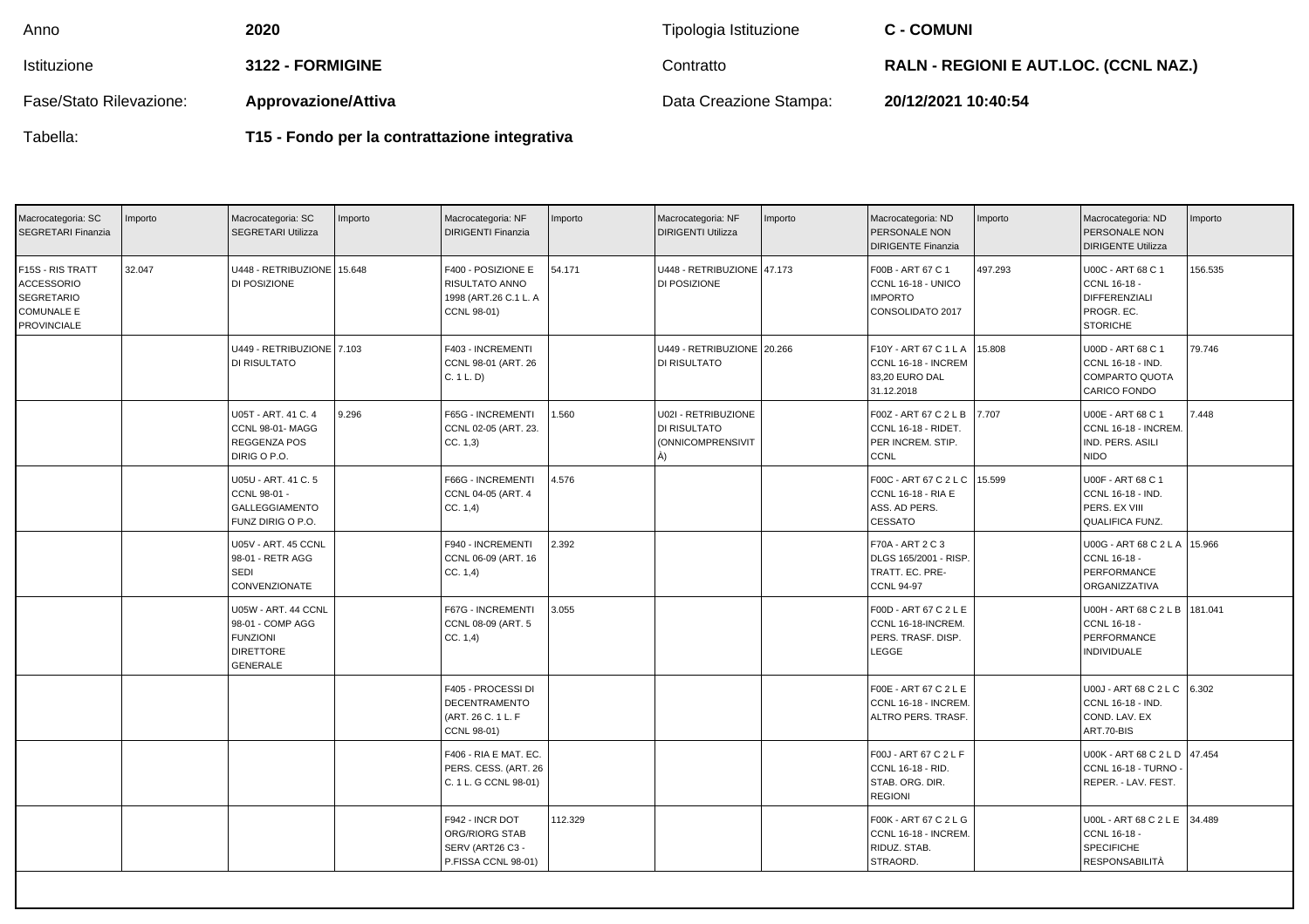| | | | |
|---|---|---|---|
| Anno | **2020** | Tipologia Istituzione | **C - COMUNI** |
| Istituzione | **3122 - FORMIGINE** | Contratto | **RALN - REGIONI E AUT.LOC. (CCNL NAZ.)** |
| Fase/Stato Rilevazione: | **Approvazione/Attiva** | Data Creazione Stampa: | **20/12/2021 10:40:54** |
| Tabella: | **T15 - Fondo per la contrattazione integrativa** | | |

| Macrocategoria: SC SEGRETARI Finanzia | Importo | Macrocategoria: SC SEGRETARI Utilizza | Importo | Macrocategoria: NF DIRIGENTI Finanzia | Importo | Macrocategoria: NF DIRIGENTI Utilizza | Importo | Macrocategoria: ND PERSONALE NON DIRIGENTE Finanzia | Importo | Macrocategoria: ND PERSONALE NON DIRIGENTE Utilizza | Importo |
|---|---|---|---|---|---|---|---|---|---|---|---|
| F15S - RIS TRATT ACCESSORIO SEGRETARIO COMUNALE E PROVINCIALE | 32.047 | U448 - RETRIBUZIONE DI POSIZIONE | 15.648 | F400 - POSIZIONE E RISULTATO ANNO 1998 (ART.26 C.1 L. A CCNL 98-01) | 54.171 | U448 - RETRIBUZIONE DI POSIZIONE | 47.173 | F00B - ART 67 C 1 CCNL 16-18 - UNICO IMPORTO CONSOLIDATO 2017 | 497.293 | U00C - ART 68 C 1 CCNL 16-18 - DIFFERENZIALI PROGR. EC. STORICHE | 156.535 |
| | | U449 - RETRIBUZIONE DI RISULTATO | 7.103 | F403 - INCREMENTI CCNL 98-01 (ART. 26 C. 1 L. D) | | U449 - RETRIBUZIONE DI RISULTATO | 20.266 | F10Y - ART 67 C 1 L A CCNL 16-18 - INCREM 83,20 EURO DAL 31.12.2018 | 15.808 | U00D - ART 68 C 1 CCNL 16-18 - IND. COMPARTO QUOTA CARICO FONDO | 79.746 |
| | | U05T - ART. 41 C. 4 CCNL 98-01- MAGG REGGENZA POS DIRIG O P.O. | 9.296 | F65G - INCREMENTI CCNL 02-05 (ART. 23. CC. 1,3) | 1.560 | U02I - RETRIBUZIONE DI RISULTATO (ONNICOMPRENSIVITÀ) | | F00Z - ART 67 C 2 L B CCNL 16-18 - RIDET. PER INCREM. STIP. CCNL | 7.707 | U00E - ART 68 C 1 CCNL 16-18 - INCREM. IND. PERS. ASILI NIDO | 7.448 |
| | | U05U - ART. 41 C. 5 CCNL 98-01 - GALLEGGIAMENTO FUNZ DIRIG O P.O. | | F66G - INCREMENTI CCNL 04-05 (ART. 4 CC. 1,4) | 4.576 | | | F00C - ART 67 C 2 L C CCNL 16-18 - RIA E ASS. AD PERS. CESSATO | 15.599 | U00F - ART 68 C 1 CCNL 16-18 - IND. PERS. EX VIII QUALIFICA FUNZ. | |
| | | U05V - ART. 45 CCNL 98-01 - RETR AGG SEDI CONVENZIONATE | | F940 - INCREMENTI CCNL 06-09 (ART. 16 CC. 1,4) | 2.392 | | | F70A - ART 2 C 3 DLGS 165/2001 - RISP. TRATT. EC. PRE-CCNL 94-97 | | U00G - ART 68 C 2 L A CCNL 16-18 - PERFORMANCE ORGANIZZATIVA | 15.966 |
| | | U05W - ART. 44 CCNL 98-01 - COMP AGG FUNZIONI DIRETTORE GENERALE | | F67G - INCREMENTI CCNL 08-09 (ART. 5 CC. 1,4) | 3.055 | | | F00D - ART 67 C 2 L E CCNL 16-18-INCREM. PERS. TRASF. DISP. LEGGE | | U00H - ART 68 C 2 L B CCNL 16-18 - PERFORMANCE INDIVIDUALE | 181.041 |
| | | | | F405 - PROCESSI DI DECENTRAMENTO (ART. 26 C. 1 L. F CCNL 98-01) | | | | F00E - ART 67 C 2 L E CCNL 16-18 - INCREM. ALTRO PERS. TRASF. | | U00J - ART 68 C 2 L C CCNL 16-18 - IND. COND. LAV. EX ART.70-BIS | 6.302 |
| | | | | F406 - RIA E MAT. EC. PERS. CESS. (ART. 26 C. 1 L. G CCNL 98-01) | | | | F00J - ART 67 C 2 L F CCNL 16-18 - RID. STAB. ORG. DIR. REGIONI | | U00K - ART 68 C 2 L D CCNL 16-18 - TURNO - REPER. - LAV. FEST. | 47.454 |
| | | | | F942 - INCR DOT ORG/RIORG STAB SERV (ART26 C3 - P.FISSA CCNL 98-01) | 112.329 | | | F00K - ART 67 C 2 L G CCNL 16-18 - INCREM. RIDUZ. STAB. STRAORD. | | U00L - ART 68 C 2 L E CCNL 16-18 - SPECIFICHE RESPONSABILITÀ | 34.489 |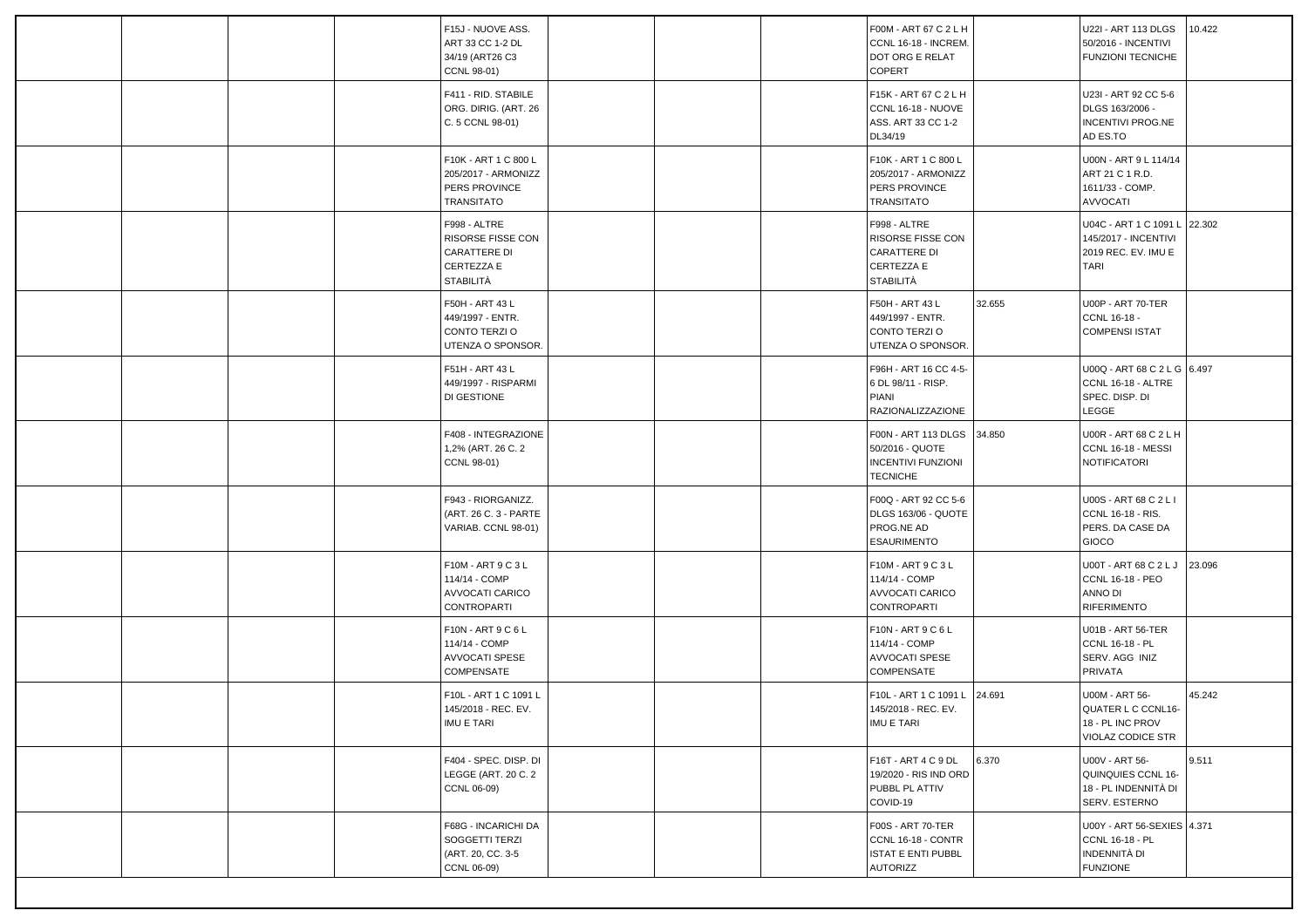| | | | | | | | | | | |
|---|---|---|---|---|---|---|---|---|---|---|
| | | | F15J - NUOVE ASS. ART 33 CC 1-2 DL 34/19 (ART26 C3 CCNL 98-01) | | | | F00M - ART 67 C 2 L H CCNL 16-18 - INCREM. DOT ORG E RELAT COPERT | | U22I - ART 113 DLGS 50/2016 - INCENTIVI FUNZIONI TECNICHE | 10.422 |
| | | | F411 - RID. STABILE ORG. DIRIG. (ART. 26 C. 5 CCNL 98-01) | | | | F15K - ART 67 C 2 L H CCNL 16-18 - NUOVE ASS. ART 33 CC 1-2 DL34/19 | | U23I - ART 92 CC 5-6 DLGS 163/2006 - INCENTIVI PROG.NE AD ES.TO | |
| | | | F10K - ART 1 C 800 L 205/2017 - ARMONIZZ PERS PROVINCE TRANSITATO | | | | F10K - ART 1 C 800 L 205/2017 - ARMONIZZ PERS PROVINCE TRANSITATO | | U00N - ART 9 L 114/14 ART 21 C 1 R.D. 1611/33 - COMP. AVVOCATI | |
| | | | F998 - ALTRE RISORSE FISSE CON CARATTERE DI CERTEZZA E STABILITÀ | | | | F998 - ALTRE RISORSE FISSE CON CARATTERE DI CERTEZZA E STABILITÀ | | U04C - ART 1 C 1091 L 145/2017 - INCENTIVI 2019 REC. EV. IMU E TARI | 22.302 |
| | | | F50H - ART 43 L 449/1997 - ENTR. CONTO TERZI O UTENZA O SPONSOR. | | | | F50H - ART 43 L 449/1997 - ENTR. CONTO TERZI O UTENZA O SPONSOR. | 32.655 | U00P - ART 70-TER CCNL 16-18 - COMPENSI ISTAT | |
| | | | F51H - ART 43 L 449/1997 - RISPARMI DI GESTIONE | | | | F96H - ART 16 CC 4-5-6 DL 98/11 - RISP. PIANI RAZIONALIZZAZIONE | | U00Q - ART 68 C 2 L G CCNL 16-18 - ALTRE SPEC. DISP. DI LEGGE | 6.497 |
| | | | F408 - INTEGRAZIONE 1,2% (ART. 26 C. 2 CCNL 98-01) | | | | F00N - ART 113 DLGS 50/2016 - QUOTE INCENTIVI FUNZIONI TECNICHE | 34.850 | U00R - ART 68 C 2 L H CCNL 16-18 - MESSI NOTIFICATORI | |
| | | | F943 - RIORGANIZZ. (ART. 26 C. 3 - PARTE VARIAB. CCNL 98-01) | | | | F00Q - ART 92 CC 5-6 DLGS 163/06 - QUOTE PROG.NE AD ESAURIMENTO | | U00S - ART 68 C 2 L I CCNL 16-18 - RIS. PERS. DA CASE DA GIOCO | |
| | | | F10M - ART 9 C 3 L 114/14 - COMP AVVOCATI CARICO CONTROPARTI | | | | F10M - ART 9 C 3 L 114/14 - COMP AVVOCATI CARICO CONTROPARTI | | U00T - ART 68 C 2 L J CCNL 16-18 - PEO ANNO DI RIFERIMENTO | 23.096 |
| | | | F10N - ART 9 C 6 L 114/14 - COMP AVVOCATI SPESE COMPENSATE | | | | F10N - ART 9 C 6 L 114/14 - COMP AVVOCATI SPESE COMPENSATE | | U01B - ART 56-TER CCNL 16-18 - PL SERV. AGG INIZ PRIVATA | |
| | | | F10L - ART 1 C 1091 L 145/2018 - REC. EV. IMU E TARI | | | | F10L - ART 1 C 1091 L 145/2018 - REC. EV. IMU E TARI | 24.691 | U00M - ART 56-QUATER L C CCNL16-18 - PL INC PROV VIOLAZ CODICE STR | 45.242 |
| | | | F404 - SPEC. DISP. DI LEGGE (ART. 20 C. 2 CCNL 06-09) | | | | F16T - ART 4 C 9 DL 19/2020 - RIS IND ORD PUBBL PL ATTIV COVID-19 | 6.370 | U00V - ART 56-QUINQUIES CCNL 16-18 - PL INDENNITÀ DI SERV. ESTERNO | 9.511 |
| | | | F68G - INCARICHI DA SOGGETTI TERZI (ART. 20, CC. 3-5 CCNL 06-09) | | | | F00S - ART 70-TER CCNL 16-18 - CONTR ISTAT E ENTI PUBBL AUTORIZZ | | U00Y - ART 56-SEXIES CCNL 16-18 - PL INDENNITÀ DI FUNZIONE | 4.371 |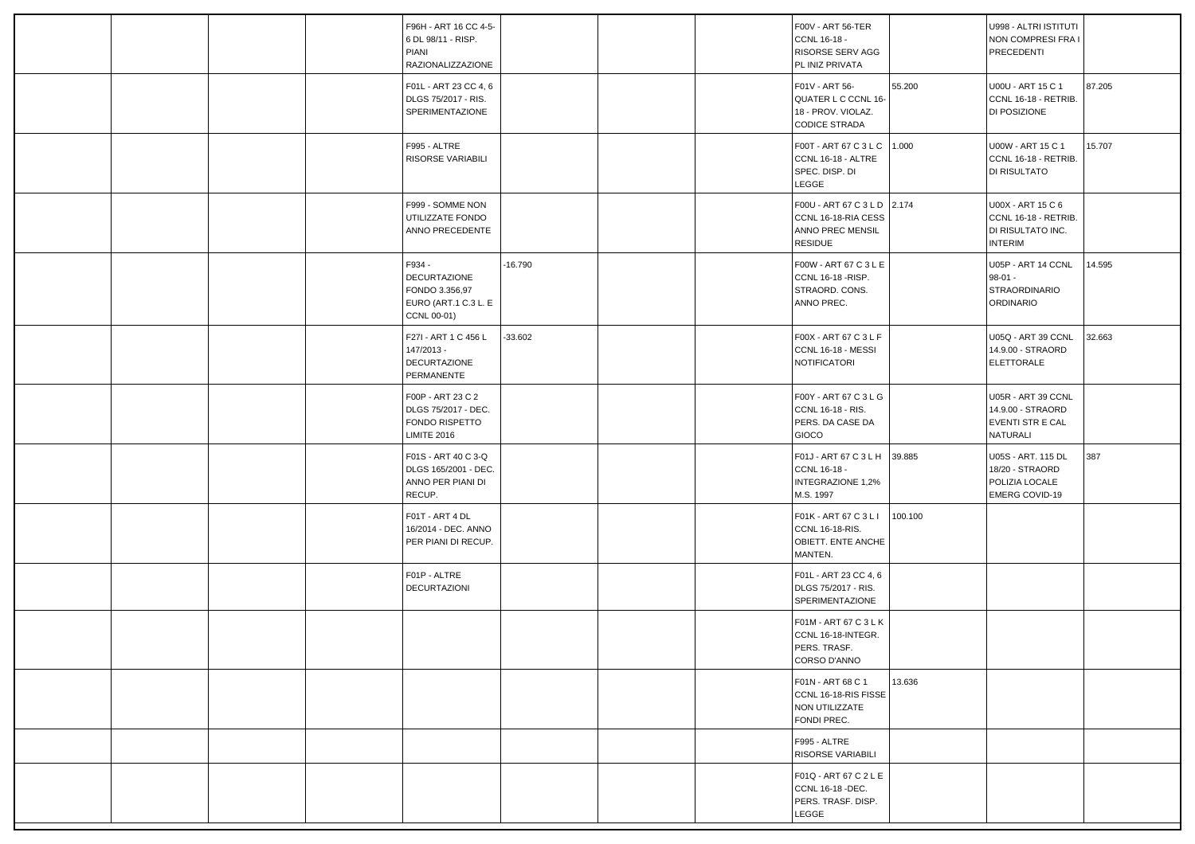| | | | | | | | | | | | |
|---|---|---|---|---|---|---|---|---|---|---|---|
| | | | | F96H - ART 16 CC 4-5-6 DL 98/11 - RISP. PIANI RAZIONALIZZAZIONE | | | | F00V - ART 56-TER CCNL 16-18 - RISORSE SERV AGG PL INIZ PRIVATA | | U998 - ALTRI ISTITUTI NON COMPRESI FRA I PRECEDENTI | |
| | | | | F01L - ART 23 CC 4, 6 DLGS 75/2017 - RIS. SPERIMENTAZIONE | | | | F01V - ART 56-QUATER L C CCNL 16-18 - PROV. VIOLAZ. CODICE STRADA | 55.200 | U00U - ART 15 C 1 CCNL 16-18 - RETRIB. DI POSIZIONE | 87.205 |
| | | | | F995 - ALTRE RISORSE VARIABILI | | | | F00T - ART 67 C 3 L C CCNL 16-18 - ALTRE SPEC. DISP. DI LEGGE | 1.000 | U00W - ART 15 C 1 CCNL 16-18 - RETRIB. DI RISULTATO | 15.707 |
| | | | | F999 - SOMME NON UTILIZZATE FONDO ANNO PRECEDENTE | | | | F00U - ART 67 C 3 L D CCNL 16-18-RIA CESS ANNO PREC MENSIL RESIDUE | 2.174 | U00X - ART 15 C 6 CCNL 16-18 - RETRIB. DI RISULTATO INC. INTERIM | |
| | | | | F934 - DECURTAZIONE FONDO 3.356,97 EURO (ART.1 C.3 L. E CCNL 00-01) | -16.790 | | | F00W - ART 67 C 3 L E CCNL 16-18 -RISP. STRAORD. CONS. ANNO PREC. | | U05P - ART 14 CCNL 98-01 - STRAORDINARIO ORDINARIO | 14.595 |
| | | | | F27I - ART 1 C 456 L 147/2013 - DECURTAZIONE PERMANENTE | -33.602 | | | F00X - ART 67 C 3 L F CCNL 16-18 - MESSI NOTIFICATORI | | U05Q - ART 39 CCNL 14.9.00 - STRAORD ELETTORALE | 32.663 |
| | | | | F00P - ART 23 C 2 DLGS 75/2017 - DEC. FONDO RISPETTO LIMITE 2016 | | | | F00Y - ART 67 C 3 L G CCNL 16-18 - RIS. PERS. DA CASE DA GIOCO | | U05R - ART 39 CCNL 14.9.00 - STRAORD EVENTI STR E CAL NATURALI | |
| | | | | F01S - ART 40 C 3-Q DLGS 165/2001 - DEC. ANNO PER PIANI DI RECUP. | | | | F01J - ART 67 C 3 L H CCNL 16-18 - INTEGRAZIONE 1,2% M.S. 1997 | 39.885 | U05S - ART. 115 DL 18/20 - STRAORD POLIZIA LOCALE EMERG COVID-19 | 387 |
| | | | | F01T - ART 4 DL 16/2014 - DEC. ANNO PER PIANI DI RECUP. | | | | F01K - ART 67 C 3 L I CCNL 16-18-RIS. OBIETT. ENTE ANCHE MANTEN. | 100.100 | | |
| | | | | F01P - ALTRE DECURTAZIONI | | | | F01L - ART 23 CC 4, 6 DLGS 75/2017 - RIS. SPERIMENTAZIONE | | | |
| | | | | | | | | F01M - ART 67 C 3 L K CCNL 16-18-INTEGR. PERS. TRASF. CORSO D'ANNO | | | |
| | | | | | | | | F01N - ART 68 C 1 CCNL 16-18-RIS FISSE NON UTILIZZATE FONDI PREC. | 13.636 | | |
| | | | | | | | | F995 - ALTRE RISORSE VARIABILI | | | |
| | | | | | | | | F01Q - ART 67 C 2 L E CCNL 16-18 -DEC. PERS. TRASF. DISP. LEGGE | | | |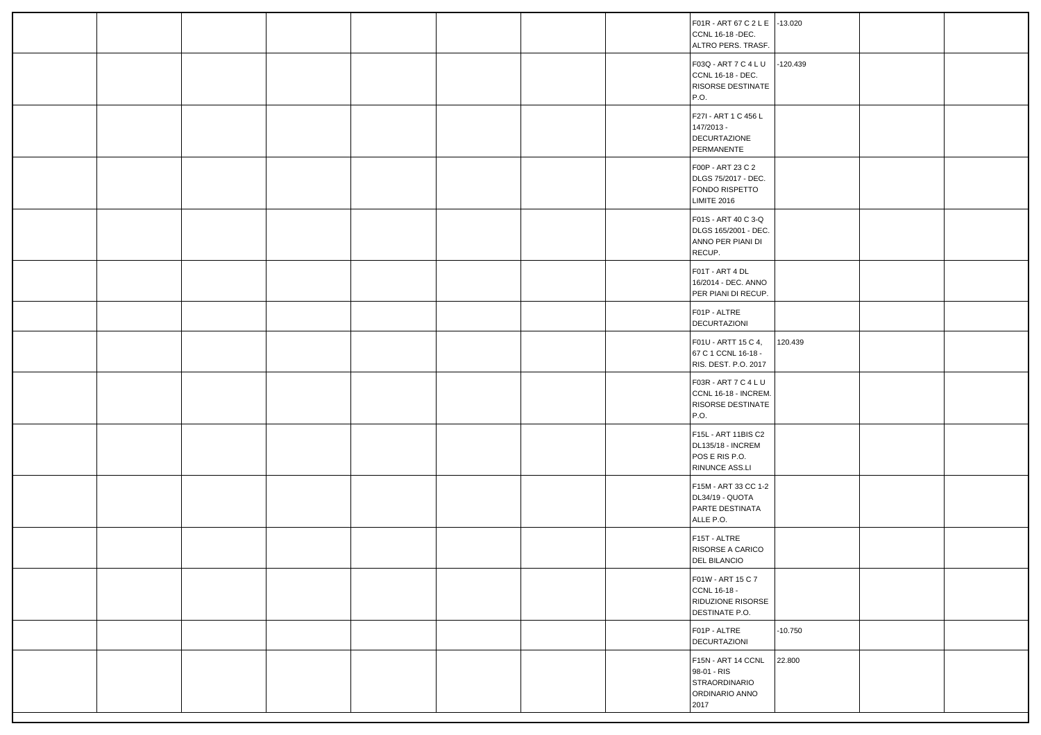| | | | | | | | | | | | |
|---|---|---|---|---|---|---|---|---|---|---|---|
| | | | | | | | | F01R - ART 67 C 2 L E CCNL 16-18 -DEC. ALTRO PERS. TRASF. | -13.020 | | |
| | | | | | | | | F03Q - ART 7 C 4 L U CCNL 16-18 - DEC. RISORSE DESTINATE P.O. | -120.439 | | |
| | | | | | | | | F27I - ART 1 C 456 L 147/2013 - DECURTAZIONE PERMANENTE | | | |
| | | | | | | | | F00P - ART 23 C 2 DLGS 75/2017 - DEC. FONDO RISPETTO LIMITE 2016 | | | |
| | | | | | | | | F01S - ART 40 C 3-Q DLGS 165/2001 - DEC. ANNO PER PIANI DI RECUP. | | | |
| | | | | | | | | F01T - ART 4 DL 16/2014 - DEC. ANNO PER PIANI DI RECUP. | | | |
| | | | | | | | | F01P - ALTRE DECURTAZIONI | | | |
| | | | | | | | | F01U - ARTT 15 C 4, 67 C 1 CCNL 16-18 - RIS. DEST. P.O. 2017 | 120.439 | | |
| | | | | | | | | F03R - ART 7 C 4 L U CCNL 16-18 - INCREM. RISORSE DESTINATE P.O. | | | |
| | | | | | | | | F15L - ART 11BIS C2 DL135/18 - INCREM POS E RIS P.O. RINUNCE ASS.LI | | | |
| | | | | | | | | F15M - ART 33 CC 1-2 DL34/19 - QUOTA PARTE DESTINATA ALLE P.O. | | | |
| | | | | | | | | F15T - ALTRE RISORSE A CARICO DEL BILANCIO | | | |
| | | | | | | | | F01W - ART 15 C 7 CCNL 16-18 - RIDUZIONE RISORSE DESTINATE P.O. | | | |
| | | | | | | | | F01P - ALTRE DECURTAZIONI | -10.750 | | |
| | | | | | | | | F15N - ART 14 CCNL 98-01 - RIS STRAORDINARIO ORDINARIO ANNO 2017 | 22.800 | | |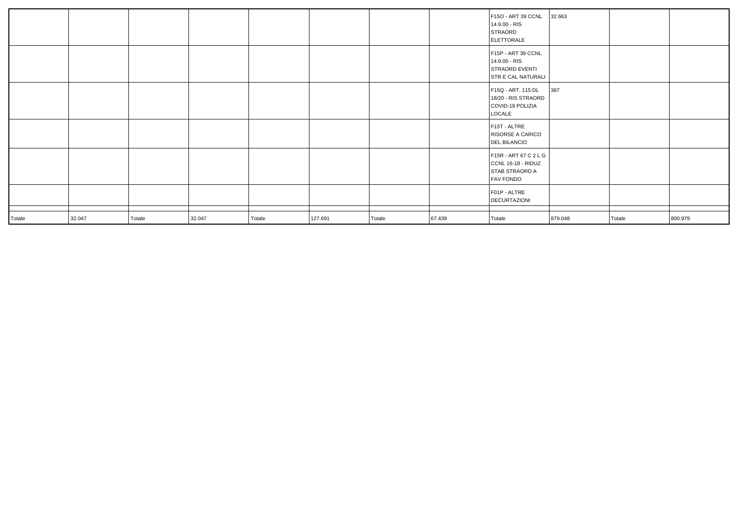| | | | | | | | | | | | |
|---|---|---|---|---|---|---|---|---|---|---|---|
| | | | | | | | | F15O - ART 39 CCNL 14.9.00 - RIS STRAORD ELETTORALE | 32.663 | | |
| | | | | | | | | F15P - ART 39 CCNL 14.9.00 - RIS STRAORD EVENTI STR E CAL NATURALI | | | |
| | | | | | | | | F15Q - ART. 115 DL 18/20 - RIS STRAORD COVID-19 POLIZIA LOCALE | 387 | | |
| | | | | | | | | F15T - ALTRE RISORSE A CARICO DEL BILANCIO | | | |
| | | | | | | | | F15R - ART 67 C 2 L G CCNL 16-18 - RIDUZ STAB STRAORD A FAV FONDO | | | |
| | | | | | | | | F01P - ALTRE DECURTAZIONI | | | |
| | | | | | | | | | | | |
| Totale | 32.047 | Totale | 32.047 | Totale | 127.691 | Totale | 67.439 | Totale | 879.048 | Totale | 800.979 |